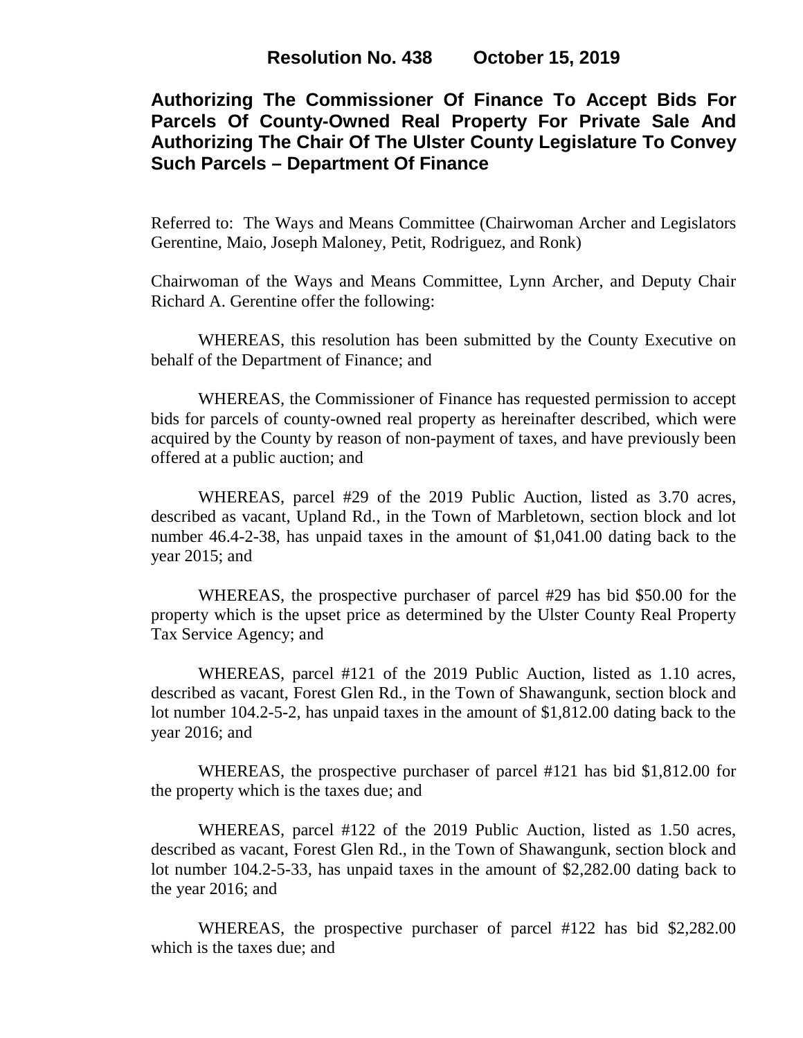# Resolution No. 438 October 15, 2019

## Authorizing The Commissioner Of Finance To Accept Bids For Parcels Of County-Owned Real Property For Private Sale And Authorizing The Chair Of The Ulster County Legislature To Convey Such Parcels – Department Of Finance

Referred to: The Ways and Means Committee (Chairwoman Archer and Legislators Gerentine, Maio, Joseph Maloney, Petit, Rodriguez, and Ronk)

Chairwoman of the Ways and Means Committee, Lynn Archer, and Deputy Chair Richard A. Gerentine offer the following:

WHEREAS, this resolution has been submitted by the County Executive on behalf of the Department of Finance; and

WHEREAS, the Commissioner of Finance has requested permission to accept bids for parcels of county-owned real property as hereinafter described, which were acquired by the County by reason of non-payment of taxes, and have previously been offered at a public auction; and

WHEREAS, parcel #29 of the 2019 Public Auction, listed as 3.70 acres, described as vacant, Upland Rd., in the Town of Marbletown, section block and lot number 46.4-2-38, has unpaid taxes in the amount of $1,041.00 dating back to the year 2015; and

WHEREAS, the prospective purchaser of parcel #29 has bid $50.00 for the property which is the upset price as determined by the Ulster County Real Property Tax Service Agency; and

WHEREAS, parcel #121 of the 2019 Public Auction, listed as 1.10 acres, described as vacant, Forest Glen Rd., in the Town of Shawangunk, section block and lot number 104.2-5-2, has unpaid taxes in the amount of $1,812.00 dating back to the year 2016; and

WHEREAS, the prospective purchaser of parcel #121 has bid $1,812.00 for the property which is the taxes due; and

WHEREAS, parcel #122 of the 2019 Public Auction, listed as 1.50 acres, described as vacant, Forest Glen Rd., in the Town of Shawangunk, section block and lot number 104.2-5-33, has unpaid taxes in the amount of $2,282.00 dating back to the year 2016; and

WHEREAS, the prospective purchaser of parcel #122 has bid $2,282.00 which is the taxes due; and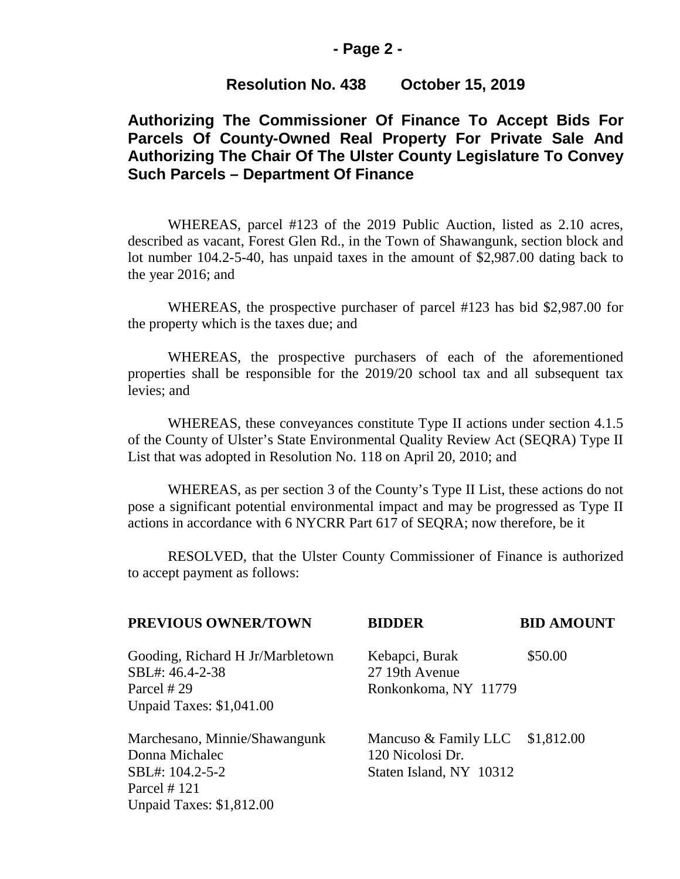**Resolution No. 438 October 15, 2019**

## Authorizing The Commissioner Of Finance To Accept Bids For Parcels Of County-Owned Real Property For Private Sale And Authorizing The Chair Of The Ulster County Legislature To Convey Such Parcels – Department Of Finance

WHEREAS, parcel #123 of the 2019 Public Auction, listed as 2.10 acres, described as vacant, Forest Glen Rd., in the Town of Shawangunk, section block and lot number 104.2-5-40, has unpaid taxes in the amount of $2,987.00 dating back to the year 2016; and

WHEREAS, the prospective purchaser of parcel #123 has bid $2,987.00 for the property which is the taxes due; and

WHEREAS, the prospective purchasers of each of the aforementioned properties shall be responsible for the 2019/20 school tax and all subsequent tax levies; and

WHEREAS, these conveyances constitute Type II actions under section 4.1.5 of the County of Ulster's State Environmental Quality Review Act (SEQRA) Type II List that was adopted in Resolution No. 118 on April 20, 2010; and

WHEREAS, as per section 3 of the County's Type II List, these actions do not pose a significant potential environmental impact and may be progressed as Type II actions in accordance with 6 NYCRR Part 617 of SEQRA; now therefore, be it

RESOLVED, that the Ulster County Commissioner of Finance is authorized to accept payment as follows:

| PREVIOUS OWNER/TOWN | BIDDER | BID AMOUNT |
|---|---|---|
| Gooding, Richard H Jr/Marbletown<br>SBL#: 46.4-2-38<br>Parcel # 29<br>Unpaid Taxes: $1,041.00 | Kebapci, Burak<br>27 19th Avenue<br>Ronkonkoma, NY 11779 | $50.00 |
| Marchesano, Minnie/Shawangunk<br>Donna Michalec<br>SBL#: 104.2-5-2<br>Parcel # 121<br>Unpaid Taxes: $1,812.00 | Mancuso & Family LLC<br>120 Nicolosi Dr.<br>Staten Island, NY 10312 | $1,812.00 |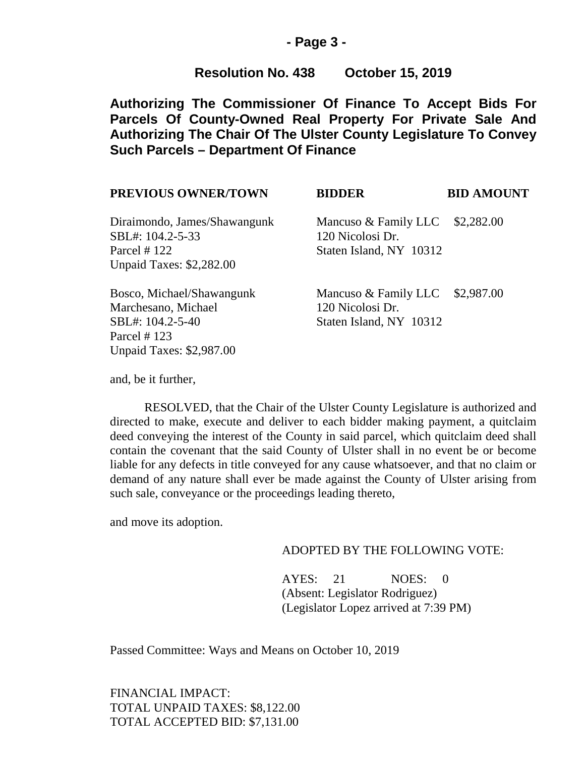**Resolution No. 438 October 15, 2019**

**Authorizing The Commissioner Of Finance To Accept Bids For Parcels Of County-Owned Real Property For Private Sale And Authorizing The Chair Of The Ulster County Legislature To Convey Such Parcels – Department Of Finance**

| PREVIOUS OWNER/TOWN | BIDDER | BID AMOUNT |
|---|---|---|
| Diraimondo, James/Shawangunk<br>SBL#: 104.2-5-33<br>Parcel # 122<br>Unpaid Taxes: $2,282.00 | Mancuso & Family LLC<br>120 Nicolosi Dr.<br>Staten Island, NY 10312 | $2,282.00 |
| Bosco, Michael/Shawangunk<br>Marchesano, Michael<br>SBL#: 104.2-5-40<br>Parcel # 123<br>Unpaid Taxes: $2,987.00 | Mancuso & Family LLC<br>120 Nicolosi Dr.<br>Staten Island, NY 10312 | $2,987.00 |

and, be it further,

RESOLVED, that the Chair of the Ulster County Legislature is authorized and directed to make, execute and deliver to each bidder making payment, a quitclaim deed conveying the interest of the County in said parcel, which quitclaim deed shall contain the covenant that the said County of Ulster shall in no event be or become liable for any defects in title conveyed for any cause whatsoever, and that no claim or demand of any nature shall ever be made against the County of Ulster arising from such sale, conveyance or the proceedings leading thereto,

and move its adoption.

ADOPTED BY THE FOLLOWING VOTE:

AYES: 21 NOES: 0
(Absent: Legislator Rodriguez)
(Legislator Lopez arrived at 7:39 PM)

Passed Committee: Ways and Means on October 10, 2019

FINANCIAL IMPACT:
TOTAL UNPAID TAXES: $8,122.00
TOTAL ACCEPTED BID: $7,131.00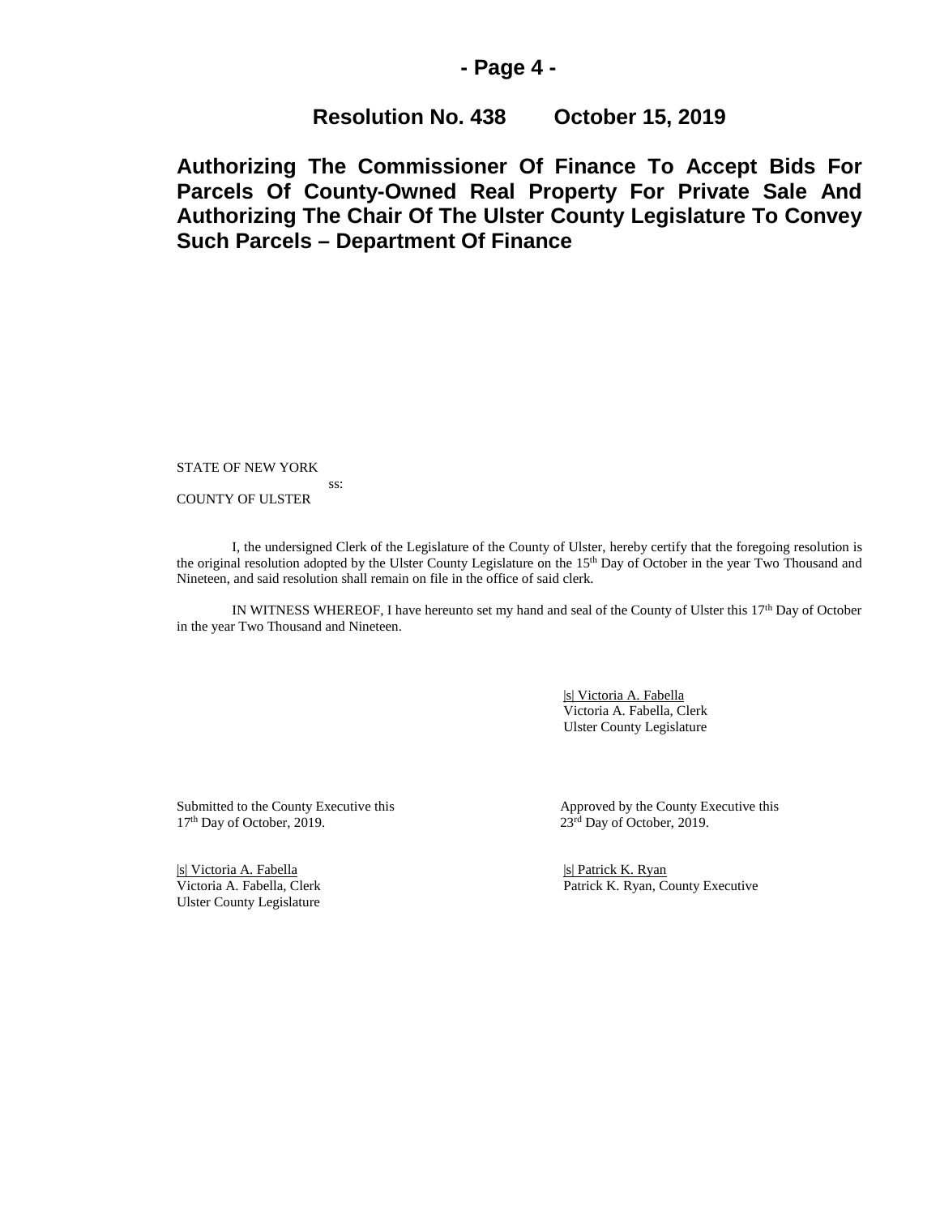## Resolution No. 438 October 15, 2019

## Authorizing The Commissioner Of Finance To Accept Bids For Parcels Of County-Owned Real Property For Private Sale And Authorizing The Chair Of The Ulster County Legislature To Convey Such Parcels – Department Of Finance

STATE OF NEW YORK
ss:
COUNTY OF ULSTER

I, the undersigned Clerk of the Legislature of the County of Ulster, hereby certify that the foregoing resolution is the original resolution adopted by the Ulster County Legislature on the 15th Day of October in the year Two Thousand and Nineteen, and said resolution shall remain on file in the office of said clerk.

IN WITNESS WHEREOF, I have hereunto set my hand and seal of the County of Ulster this 17th Day of October in the year Two Thousand and Nineteen.

|s| Victoria A. Fabella
Victoria A. Fabella, Clerk
Ulster County Legislature

Submitted to the County Executive this 17th Day of October, 2019.

|s| Victoria A. Fabella
Victoria A. Fabella, Clerk
Ulster County Legislature

Approved by the County Executive this 23rd Day of October, 2019.

|s| Patrick K. Ryan
Patrick K. Ryan, County Executive